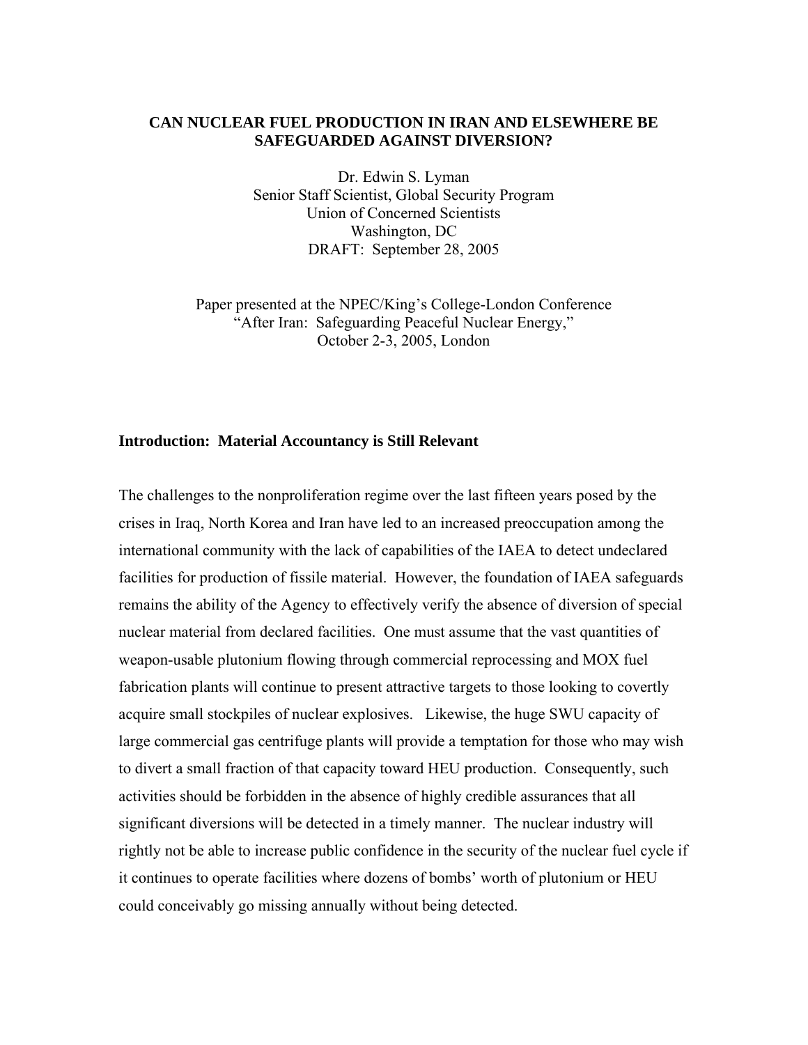# CAN NUCLEAR FUEL PRODUCTION IN IRAN AND ELSEWHERE BE SAFEGUARDED AGAINST DIVERSION?

Dr. Edwin S. Lyman
Senior Staff Scientist, Global Security Program
Union of Concerned Scientists
Washington, DC
DRAFT: September 28, 2005

Paper presented at the NPEC/King's College-London Conference
"After Iran: Safeguarding Peaceful Nuclear Energy,"
October 2-3, 2005, London

## Introduction: Material Accountancy is Still Relevant

The challenges to the nonproliferation regime over the last fifteen years posed by the crises in Iraq, North Korea and Iran have led to an increased preoccupation among the international community with the lack of capabilities of the IAEA to detect undeclared facilities for production of fissile material. However, the foundation of IAEA safeguards remains the ability of the Agency to effectively verify the absence of diversion of special nuclear material from declared facilities. One must assume that the vast quantities of weapon-usable plutonium flowing through commercial reprocessing and MOX fuel fabrication plants will continue to present attractive targets to those looking to covertly acquire small stockpiles of nuclear explosives. Likewise, the huge SWU capacity of large commercial gas centrifuge plants will provide a temptation for those who may wish to divert a small fraction of that capacity toward HEU production. Consequently, such activities should be forbidden in the absence of highly credible assurances that all significant diversions will be detected in a timely manner. The nuclear industry will rightly not be able to increase public confidence in the security of the nuclear fuel cycle if it continues to operate facilities where dozens of bombs' worth of plutonium or HEU could conceivably go missing annually without being detected.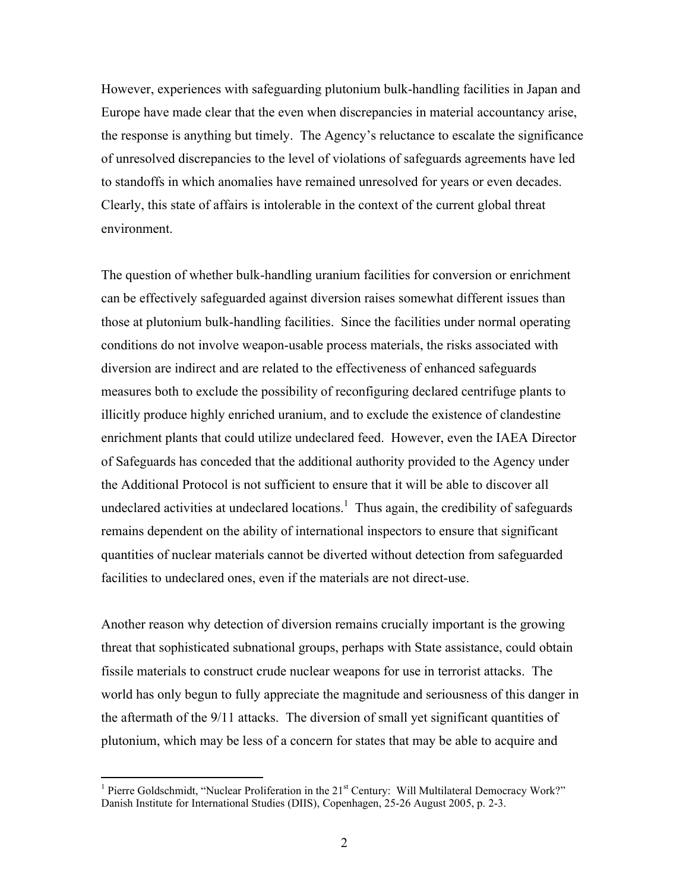However, experiences with safeguarding plutonium bulk-handling facilities in Japan and Europe have made clear that the even when discrepancies in material accountancy arise, the response is anything but timely. The Agency's reluctance to escalate the significance of unresolved discrepancies to the level of violations of safeguards agreements have led to standoffs in which anomalies have remained unresolved for years or even decades. Clearly, this state of affairs is intolerable in the context of the current global threat environment.

The question of whether bulk-handling uranium facilities for conversion or enrichment can be effectively safeguarded against diversion raises somewhat different issues than those at plutonium bulk-handling facilities. Since the facilities under normal operating conditions do not involve weapon-usable process materials, the risks associated with diversion are indirect and are related to the effectiveness of enhanced safeguards measures both to exclude the possibility of reconfiguring declared centrifuge plants to illicitly produce highly enriched uranium, and to exclude the existence of clandestine enrichment plants that could utilize undeclared feed. However, even the IAEA Director of Safeguards has conceded that the additional authority provided to the Agency under the Additional Protocol is not sufficient to ensure that it will be able to discover all undeclared activities at undeclared locations.[1] Thus again, the credibility of safeguards remains dependent on the ability of international inspectors to ensure that significant quantities of nuclear materials cannot be diverted without detection from safeguarded facilities to undeclared ones, even if the materials are not direct-use.

Another reason why detection of diversion remains crucially important is the growing threat that sophisticated subnational groups, perhaps with State assistance, could obtain fissile materials to construct crude nuclear weapons for use in terrorist attacks. The world has only begun to fully appreciate the magnitude and seriousness of this danger in the aftermath of the 9/11 attacks. The diversion of small yet significant quantities of plutonium, which may be less of a concern for states that may be able to acquire and

[1] Pierre Goldschmidt, "Nuclear Proliferation in the 21st Century: Will Multilateral Democracy Work?" Danish Institute for International Studies (DIIS), Copenhagen, 25-26 August 2005, p. 2-3.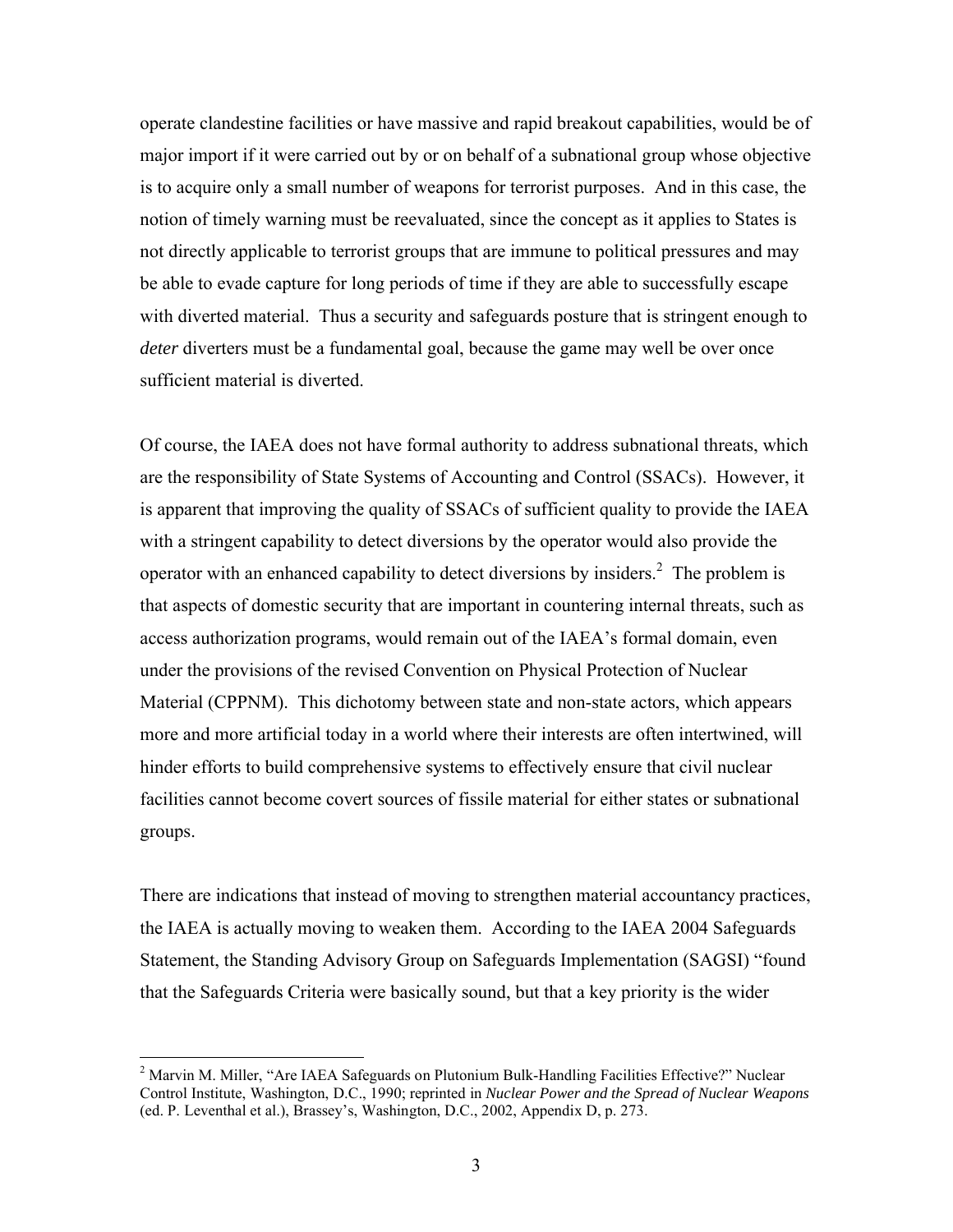operate clandestine facilities or have massive and rapid breakout capabilities, would be of major import if it were carried out by or on behalf of a subnational group whose objective is to acquire only a small number of weapons for terrorist purposes. And in this case, the notion of timely warning must be reevaluated, since the concept as it applies to States is not directly applicable to terrorist groups that are immune to political pressures and may be able to evade capture for long periods of time if they are able to successfully escape with diverted material. Thus a security and safeguards posture that is stringent enough to *deter* diverters must be a fundamental goal, because the game may well be over once sufficient material is diverted.

Of course, the IAEA does not have formal authority to address subnational threats, which are the responsibility of State Systems of Accounting and Control (SSACs). However, it is apparent that improving the quality of SSACs of sufficient quality to provide the IAEA with a stringent capability to detect diversions by the operator would also provide the operator with an enhanced capability to detect diversions by insiders.[2] The problem is that aspects of domestic security that are important in countering internal threats, such as access authorization programs, would remain out of the IAEA's formal domain, even under the provisions of the revised Convention on Physical Protection of Nuclear Material (CPPNM). This dichotomy between state and non-state actors, which appears more and more artificial today in a world where their interests are often intertwined, will hinder efforts to build comprehensive systems to effectively ensure that civil nuclear facilities cannot become covert sources of fissile material for either states or subnational groups.

There are indications that instead of moving to strengthen material accountancy practices, the IAEA is actually moving to weaken them. According to the IAEA 2004 Safeguards Statement, the Standing Advisory Group on Safeguards Implementation (SAGSI) "found that the Safeguards Criteria were basically sound, but that a key priority is the wider

---

[2] Marvin M. Miller, "Are IAEA Safeguards on Plutonium Bulk-Handling Facilities Effective?" Nuclear Control Institute, Washington, D.C., 1990; reprinted in *Nuclear Power and the Spread of Nuclear Weapons* (ed. P. Leventhal et al.), Brassey's, Washington, D.C., 2002, Appendix D, p. 273.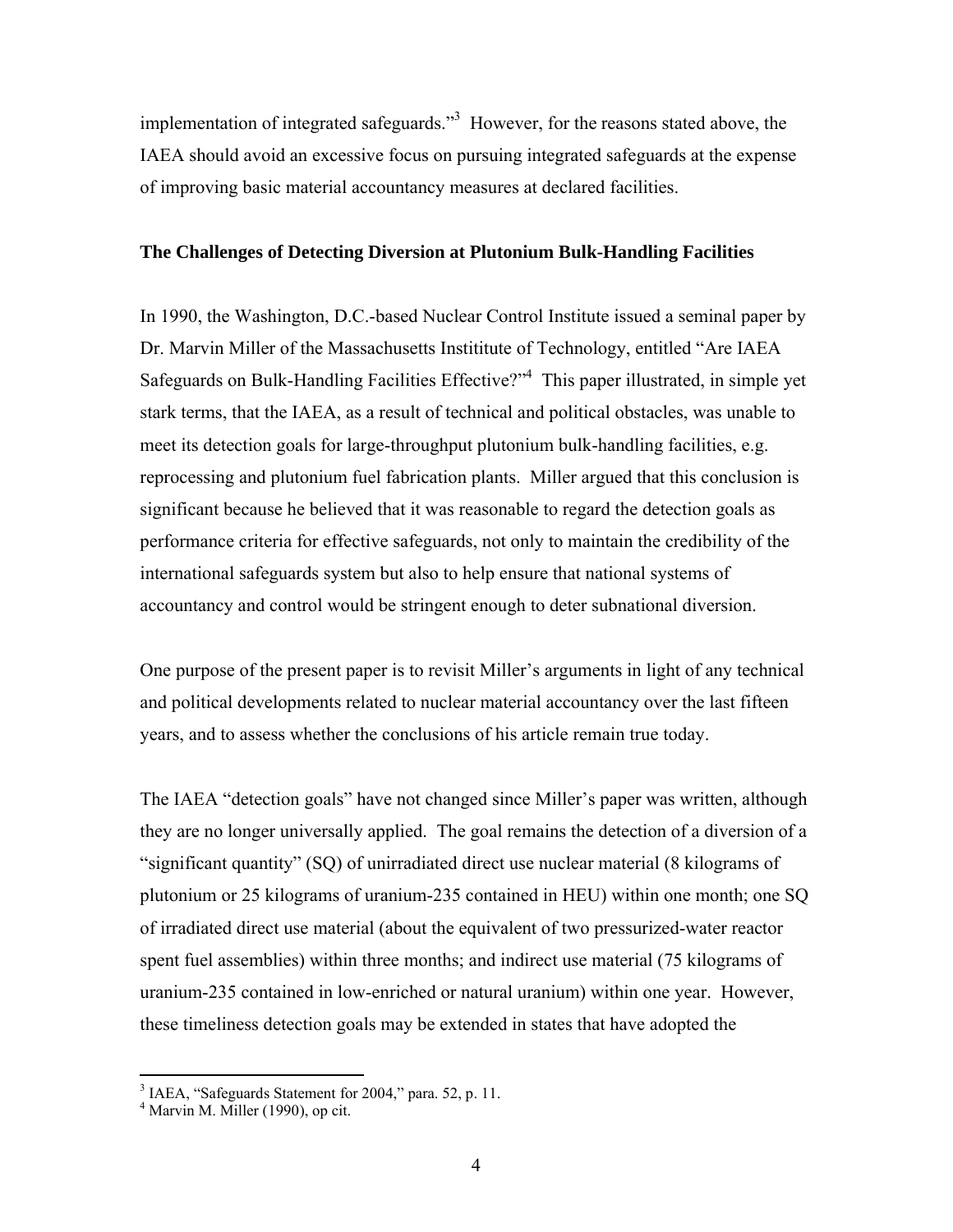implementation of integrated safeguards."[3] However, for the reasons stated above, the IAEA should avoid an excessive focus on pursuing integrated safeguards at the expense of improving basic material accountancy measures at declared facilities.

**The Challenges of Detecting Diversion at Plutonium Bulk-Handling Facilities**

In 1990, the Washington, D.C.-based Nuclear Control Institute issued a seminal paper by Dr. Marvin Miller of the Massachusetts Instititute of Technology, entitled "Are IAEA Safeguards on Bulk-Handling Facilities Effective?"[4] This paper illustrated, in simple yet stark terms, that the IAEA, as a result of technical and political obstacles, was unable to meet its detection goals for large-throughput plutonium bulk-handling facilities, e.g. reprocessing and plutonium fuel fabrication plants. Miller argued that this conclusion is significant because he believed that it was reasonable to regard the detection goals as performance criteria for effective safeguards, not only to maintain the credibility of the international safeguards system but also to help ensure that national systems of accountancy and control would be stringent enough to deter subnational diversion.

One purpose of the present paper is to revisit Miller's arguments in light of any technical and political developments related to nuclear material accountancy over the last fifteen years, and to assess whether the conclusions of his article remain true today.

The IAEA "detection goals" have not changed since Miller's paper was written, although they are no longer universally applied. The goal remains the detection of a diversion of a "significant quantity" (SQ) of unirradiated direct use nuclear material (8 kilograms of plutonium or 25 kilograms of uranium-235 contained in HEU) within one month; one SQ of irradiated direct use material (about the equivalent of two pressurized-water reactor spent fuel assemblies) within three months; and indirect use material (75 kilograms of uranium-235 contained in low-enriched or natural uranium) within one year. However, these timeliness detection goals may be extended in states that have adopted the

[3] IAEA, "Safeguards Statement for 2004," para. 52, p. 11.

[4] Marvin M. Miller (1990), op cit.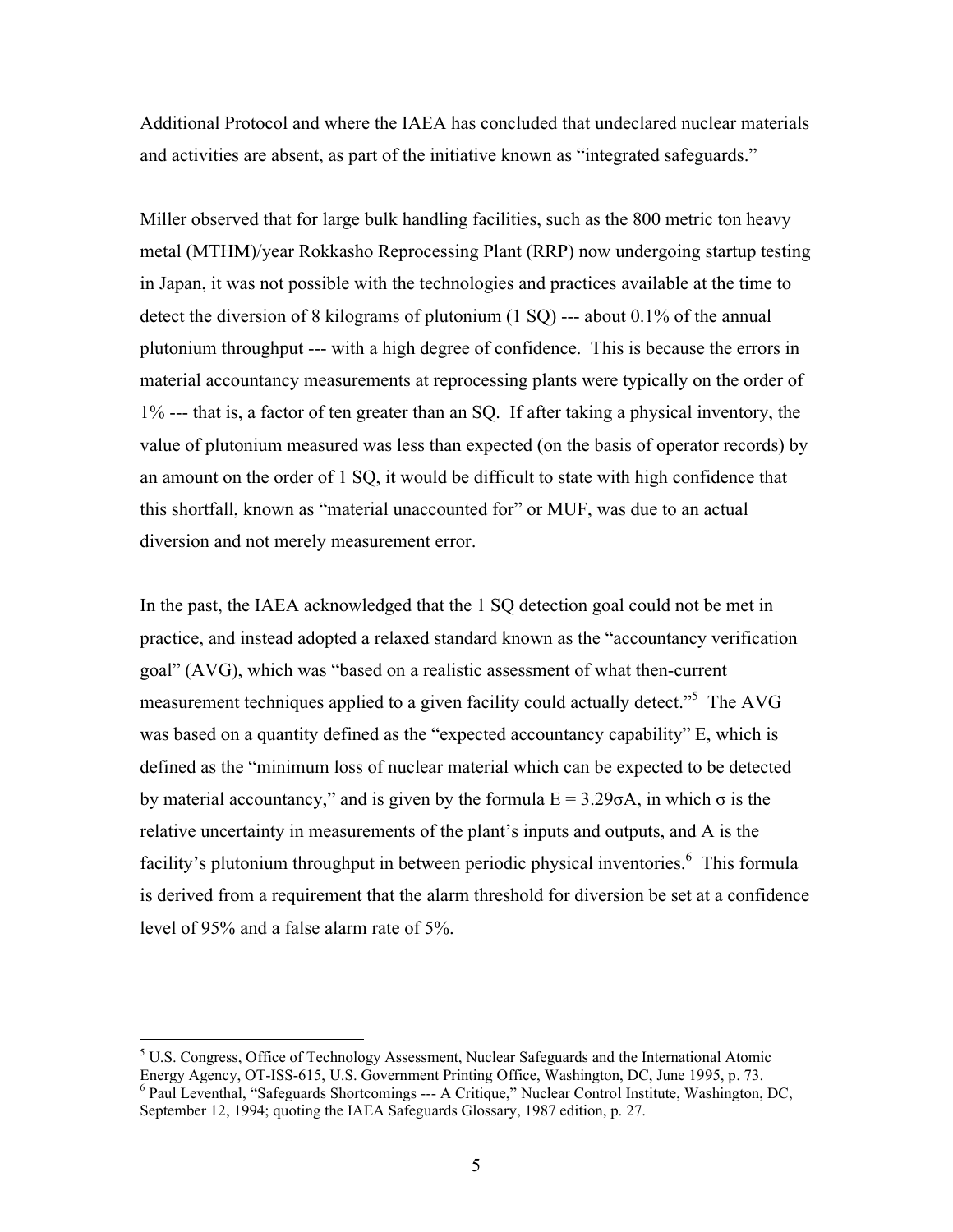Additional Protocol and where the IAEA has concluded that undeclared nuclear materials and activities are absent, as part of the initiative known as "integrated safeguards."

Miller observed that for large bulk handling facilities, such as the 800 metric ton heavy metal (MTHM)/year Rokkasho Reprocessing Plant (RRP) now undergoing startup testing in Japan, it was not possible with the technologies and practices available at the time to detect the diversion of 8 kilograms of plutonium (1 SQ) --- about 0.1% of the annual plutonium throughput --- with a high degree of confidence. This is because the errors in material accountancy measurements at reprocessing plants were typically on the order of 1% --- that is, a factor of ten greater than an SQ. If after taking a physical inventory, the value of plutonium measured was less than expected (on the basis of operator records) by an amount on the order of 1 SQ, it would be difficult to state with high confidence that this shortfall, known as "material unaccounted for" or MUF, was due to an actual diversion and not merely measurement error.

In the past, the IAEA acknowledged that the 1 SQ detection goal could not be met in practice, and instead adopted a relaxed standard known as the "accountancy verification goal" (AVG), which was "based on a realistic assessment of what then-current measurement techniques applied to a given facility could actually detect."[5] The AVG was based on a quantity defined as the "expected accountancy capability" E, which is defined as the "minimum loss of nuclear material which can be expected to be detected by material accountancy," and is given by the formula $E = 3.29\sigma A$, in which $\sigma$ is the relative uncertainty in measurements of the plant's inputs and outputs, and A is the facility's plutonium throughput in between periodic physical inventories.[6] This formula is derived from a requirement that the alarm threshold for diversion be set at a confidence level of 95% and a false alarm rate of 5%.

[5] U.S. Congress, Office of Technology Assessment, Nuclear Safeguards and the International Atomic Energy Agency, OT-ISS-615, U.S. Government Printing Office, Washington, DC, June 1995, p. 73.

[6] Paul Leventhal, "Safeguards Shortcomings --- A Critique," Nuclear Control Institute, Washington, DC, September 12, 1994; quoting the IAEA Safeguards Glossary, 1987 edition, p. 27.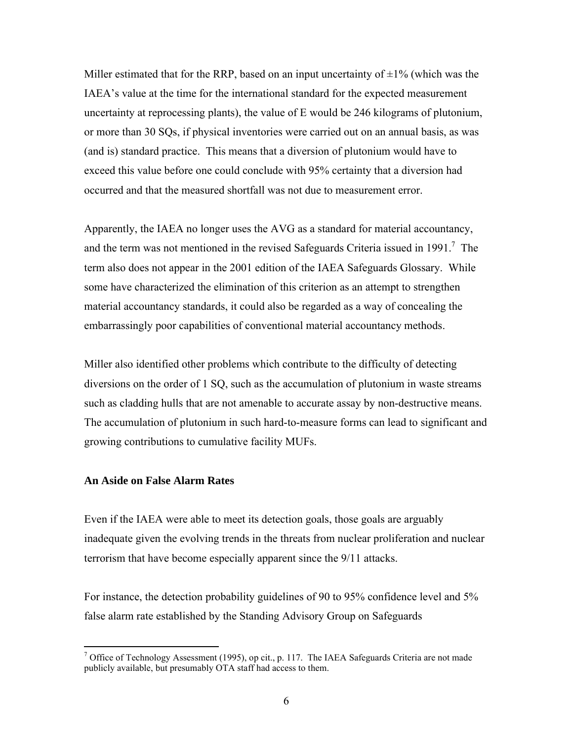Miller estimated that for the RRP, based on an input uncertainty of ±1% (which was the IAEA's value at the time for the international standard for the expected measurement uncertainty at reprocessing plants), the value of E would be 246 kilograms of plutonium, or more than 30 SQs, if physical inventories were carried out on an annual basis, as was (and is) standard practice. This means that a diversion of plutonium would have to exceed this value before one could conclude with 95% certainty that a diversion had occurred and that the measured shortfall was not due to measurement error.

Apparently, the IAEA no longer uses the AVG as a standard for material accountancy, and the term was not mentioned in the revised Safeguards Criteria issued in 1991.[7] The term also does not appear in the 2001 edition of the IAEA Safeguards Glossary. While some have characterized the elimination of this criterion as an attempt to strengthen material accountancy standards, it could also be regarded as a way of concealing the embarrassingly poor capabilities of conventional material accountancy methods.

Miller also identified other problems which contribute to the difficulty of detecting diversions on the order of 1 SQ, such as the accumulation of plutonium in waste streams such as cladding hulls that are not amenable to accurate assay by non-destructive means. The accumulation of plutonium in such hard-to-measure forms can lead to significant and growing contributions to cumulative facility MUFs.

**An Aside on False Alarm Rates**

Even if the IAEA were able to meet its detection goals, those goals are arguably inadequate given the evolving trends in the threats from nuclear proliferation and nuclear terrorism that have become especially apparent since the 9/11 attacks.

For instance, the detection probability guidelines of 90 to 95% confidence level and 5% false alarm rate established by the Standing Advisory Group on Safeguards

[7] Office of Technology Assessment (1995), op cit., p. 117. The IAEA Safeguards Criteria are not made publicly available, but presumably OTA staff had access to them.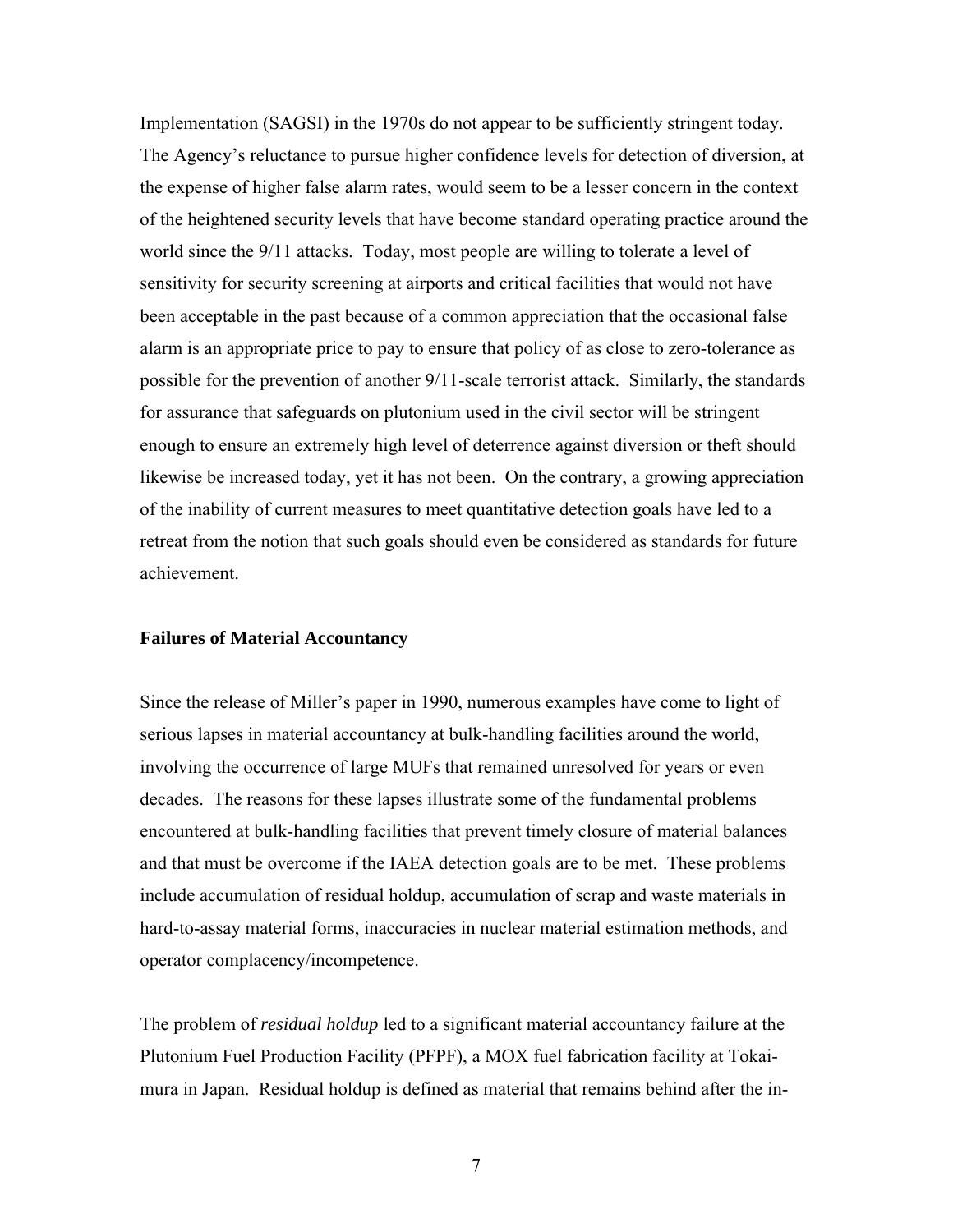Implementation (SAGSI) in the 1970s do not appear to be sufficiently stringent today. The Agency's reluctance to pursue higher confidence levels for detection of diversion, at the expense of higher false alarm rates, would seem to be a lesser concern in the context of the heightened security levels that have become standard operating practice around the world since the 9/11 attacks. Today, most people are willing to tolerate a level of sensitivity for security screening at airports and critical facilities that would not have been acceptable in the past because of a common appreciation that the occasional false alarm is an appropriate price to pay to ensure that policy of as close to zero-tolerance as possible for the prevention of another 9/11-scale terrorist attack. Similarly, the standards for assurance that safeguards on plutonium used in the civil sector will be stringent enough to ensure an extremely high level of deterrence against diversion or theft should likewise be increased today, yet it has not been. On the contrary, a growing appreciation of the inability of current measures to meet quantitative detection goals have led to a retreat from the notion that such goals should even be considered as standards for future achievement.

**Failures of Material Accountancy**

Since the release of Miller's paper in 1990, numerous examples have come to light of serious lapses in material accountancy at bulk-handling facilities around the world, involving the occurrence of large MUFs that remained unresolved for years or even decades. The reasons for these lapses illustrate some of the fundamental problems encountered at bulk-handling facilities that prevent timely closure of material balances and that must be overcome if the IAEA detection goals are to be met. These problems include accumulation of residual holdup, accumulation of scrap and waste materials in hard-to-assay material forms, inaccuracies in nuclear material estimation methods, and operator complacency/incompetence.

The problem of *residual holdup* led to a significant material accountancy failure at the Plutonium Fuel Production Facility (PFPF), a MOX fuel fabrication facility at Tokai-mura in Japan. Residual holdup is defined as material that remains behind after the in-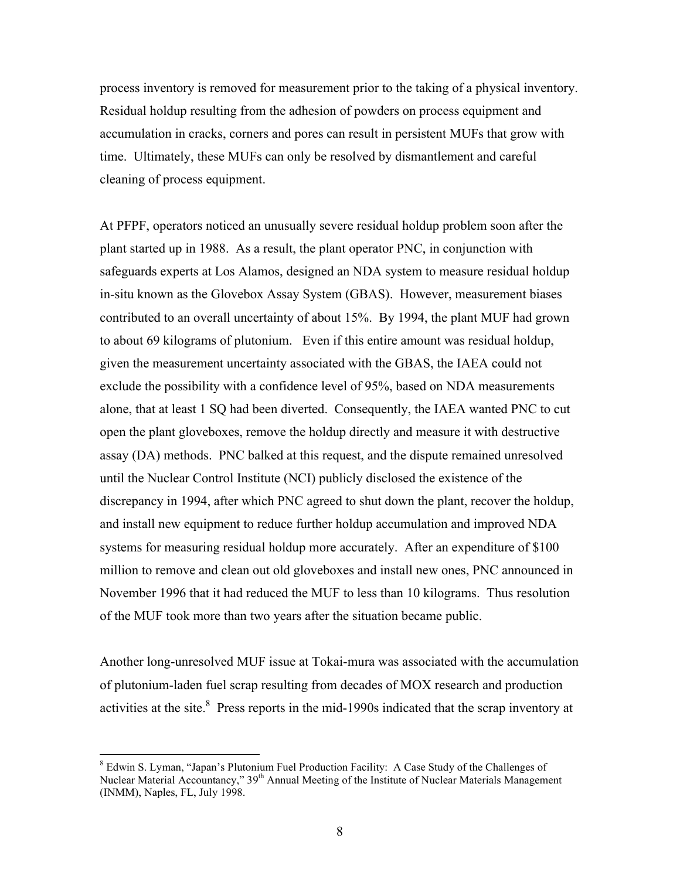process inventory is removed for measurement prior to the taking of a physical inventory. Residual holdup resulting from the adhesion of powders on process equipment and accumulation in cracks, corners and pores can result in persistent MUFs that grow with time. Ultimately, these MUFs can only be resolved by dismantlement and careful cleaning of process equipment.

At PFPF, operators noticed an unusually severe residual holdup problem soon after the plant started up in 1988. As a result, the plant operator PNC, in conjunction with safeguards experts at Los Alamos, designed an NDA system to measure residual holdup in-situ known as the Glovebox Assay System (GBAS). However, measurement biases contributed to an overall uncertainty of about 15%. By 1994, the plant MUF had grown to about 69 kilograms of plutonium. Even if this entire amount was residual holdup, given the measurement uncertainty associated with the GBAS, the IAEA could not exclude the possibility with a confidence level of 95%, based on NDA measurements alone, that at least 1 SQ had been diverted. Consequently, the IAEA wanted PNC to cut open the plant gloveboxes, remove the holdup directly and measure it with destructive assay (DA) methods. PNC balked at this request, and the dispute remained unresolved until the Nuclear Control Institute (NCI) publicly disclosed the existence of the discrepancy in 1994, after which PNC agreed to shut down the plant, recover the holdup, and install new equipment to reduce further holdup accumulation and improved NDA systems for measuring residual holdup more accurately. After an expenditure of $100 million to remove and clean out old gloveboxes and install new ones, PNC announced in November 1996 that it had reduced the MUF to less than 10 kilograms. Thus resolution of the MUF took more than two years after the situation became public.

Another long-unresolved MUF issue at Tokai-mura was associated with the accumulation of plutonium-laden fuel scrap resulting from decades of MOX research and production activities at the site.[8] Press reports in the mid-1990s indicated that the scrap inventory at

[8] Edwin S. Lyman, "Japan's Plutonium Fuel Production Facility: A Case Study of the Challenges of Nuclear Material Accountancy," 39th Annual Meeting of the Institute of Nuclear Materials Management (INMM), Naples, FL, July 1998.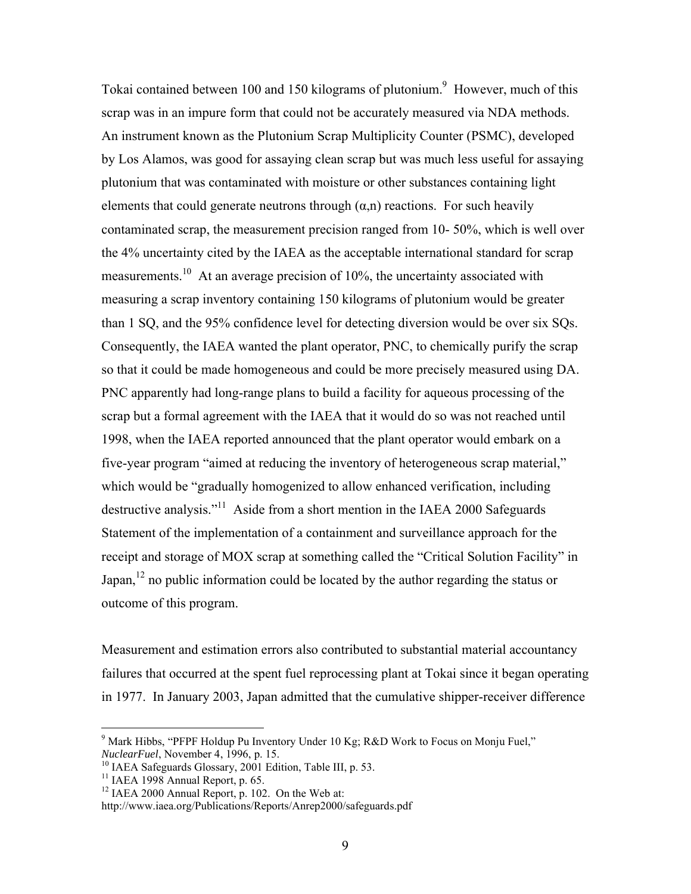Tokai contained between 100 and 150 kilograms of plutonium.[9] However, much of this scrap was in an impure form that could not be accurately measured via NDA methods. An instrument known as the Plutonium Scrap Multiplicity Counter (PSMC), developed by Los Alamos, was good for assaying clean scrap but was much less useful for assaying plutonium that was contaminated with moisture or other substances containing light elements that could generate neutrons through $(\alpha,n)$ reactions. For such heavily contaminated scrap, the measurement precision ranged from 10- 50%, which is well over the 4% uncertainty cited by the IAEA as the acceptable international standard for scrap measurements.[10] At an average precision of 10%, the uncertainty associated with measuring a scrap inventory containing 150 kilograms of plutonium would be greater than 1 SQ, and the 95% confidence level for detecting diversion would be over six SQs. Consequently, the IAEA wanted the plant operator, PNC, to chemically purify the scrap so that it could be made homogeneous and could be more precisely measured using DA. PNC apparently had long-range plans to build a facility for aqueous processing of the scrap but a formal agreement with the IAEA that it would do so was not reached until 1998, when the IAEA reported announced that the plant operator would embark on a five-year program "aimed at reducing the inventory of heterogeneous scrap material," which would be "gradually homogenized to allow enhanced verification, including destructive analysis."[11] Aside from a short mention in the IAEA 2000 Safeguards Statement of the implementation of a containment and surveillance approach for the receipt and storage of MOX scrap at something called the "Critical Solution Facility" in Japan,[12] no public information could be located by the author regarding the status or outcome of this program.

Measurement and estimation errors also contributed to substantial material accountancy failures that occurred at the spent fuel reprocessing plant at Tokai since it began operating in 1977. In January 2003, Japan admitted that the cumulative shipper-receiver difference

---

[9] Mark Hibbs, "PFPF Holdup Pu Inventory Under 10 Kg; R&D Work to Focus on Monju Fuel," *NuclearFuel*, November 4, 1996, p. 15.

[10] IAEA Safeguards Glossary, 2001 Edition, Table III, p. 53.

[11] IAEA 1998 Annual Report, p. 65.

[12] IAEA 2000 Annual Report, p. 102. On the Web at: http://www.iaea.org/Publications/Reports/Anrep2000/safeguards.pdf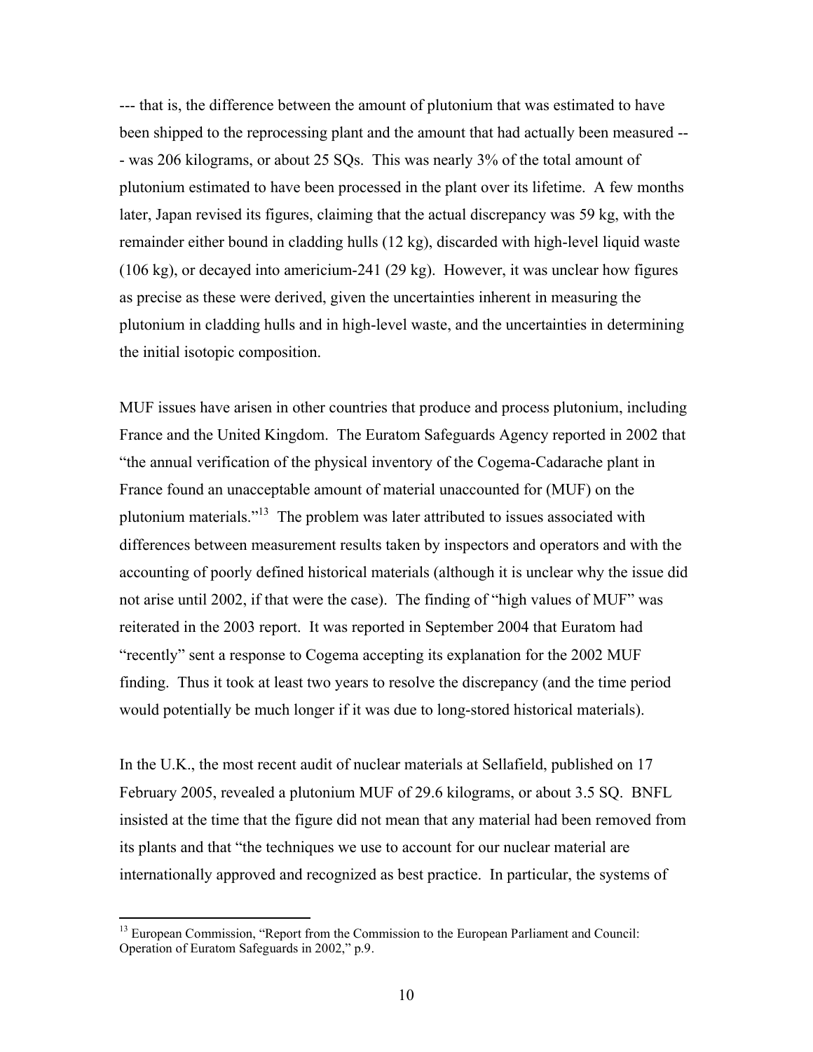--- that is, the difference between the amount of plutonium that was estimated to have been shipped to the reprocessing plant and the amount that had actually been measured --- was 206 kilograms, or about 25 SQs. This was nearly 3% of the total amount of plutonium estimated to have been processed in the plant over its lifetime. A few months later, Japan revised its figures, claiming that the actual discrepancy was 59 kg, with the remainder either bound in cladding hulls (12 kg), discarded with high-level liquid waste (106 kg), or decayed into americium-241 (29 kg). However, it was unclear how figures as precise as these were derived, given the uncertainties inherent in measuring the plutonium in cladding hulls and in high-level waste, and the uncertainties in determining the initial isotopic composition.

MUF issues have arisen in other countries that produce and process plutonium, including France and the United Kingdom. The Euratom Safeguards Agency reported in 2002 that "the annual verification of the physical inventory of the Cogema-Cadarache plant in France found an unacceptable amount of material unaccounted for (MUF) on the plutonium materials."[13] The problem was later attributed to issues associated with differences between measurement results taken by inspectors and operators and with the accounting of poorly defined historical materials (although it is unclear why the issue did not arise until 2002, if that were the case). The finding of "high values of MUF" was reiterated in the 2003 report. It was reported in September 2004 that Euratom had "recently" sent a response to Cogema accepting its explanation for the 2002 MUF finding. Thus it took at least two years to resolve the discrepancy (and the time period would potentially be much longer if it was due to long-stored historical materials).

In the U.K., the most recent audit of nuclear materials at Sellafield, published on 17 February 2005, revealed a plutonium MUF of 29.6 kilograms, or about 3.5 SQ. BNFL insisted at the time that the figure did not mean that any material had been removed from its plants and that "the techniques we use to account for our nuclear material are internationally approved and recognized as best practice. In particular, the systems of

---

[13] European Commission, "Report from the Commission to the European Parliament and Council: Operation of Euratom Safeguards in 2002," p.9.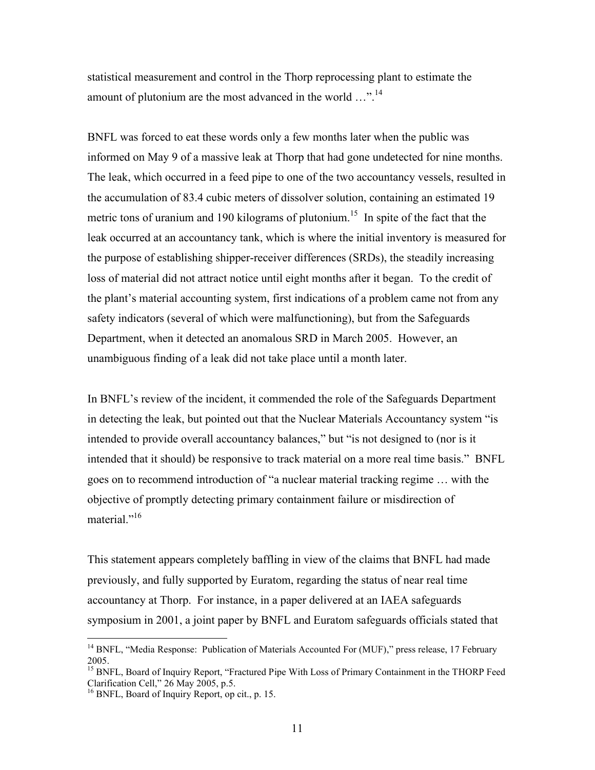statistical measurement and control in the Thorp reprocessing plant to estimate the amount of plutonium are the most advanced in the world …”.[14]

BNFL was forced to eat these words only a few months later when the public was informed on May 9 of a massive leak at Thorp that had gone undetected for nine months. The leak, which occurred in a feed pipe to one of the two accountancy vessels, resulted in the accumulation of 83.4 cubic meters of dissolver solution, containing an estimated 19 metric tons of uranium and 190 kilograms of plutonium.[15] In spite of the fact that the leak occurred at an accountancy tank, which is where the initial inventory is measured for the purpose of establishing shipper-receiver differences (SRDs), the steadily increasing loss of material did not attract notice until eight months after it began. To the credit of the plant's material accounting system, first indications of a problem came not from any safety indicators (several of which were malfunctioning), but from the Safeguards Department, when it detected an anomalous SRD in March 2005. However, an unambiguous finding of a leak did not take place until a month later.

In BNFL's review of the incident, it commended the role of the Safeguards Department in detecting the leak, but pointed out that the Nuclear Materials Accountancy system "is intended to provide overall accountancy balances," but "is not designed to (nor is it intended that it should) be responsive to track material on a more real time basis." BNFL goes on to recommend introduction of "a nuclear material tracking regime … with the objective of promptly detecting primary containment failure or misdirection of material."[16]

This statement appears completely baffling in view of the claims that BNFL had made previously, and fully supported by Euratom, regarding the status of near real time accountancy at Thorp. For instance, in a paper delivered at an IAEA safeguards symposium in 2001, a joint paper by BNFL and Euratom safeguards officials stated that

---

[14] BNFL, "Media Response: Publication of Materials Accounted For (MUF)," press release, 17 February 2005.

[15] BNFL, Board of Inquiry Report, "Fractured Pipe With Loss of Primary Containment in the THORP Feed Clarification Cell," 26 May 2005, p.5.

[16] BNFL, Board of Inquiry Report, op cit., p. 15.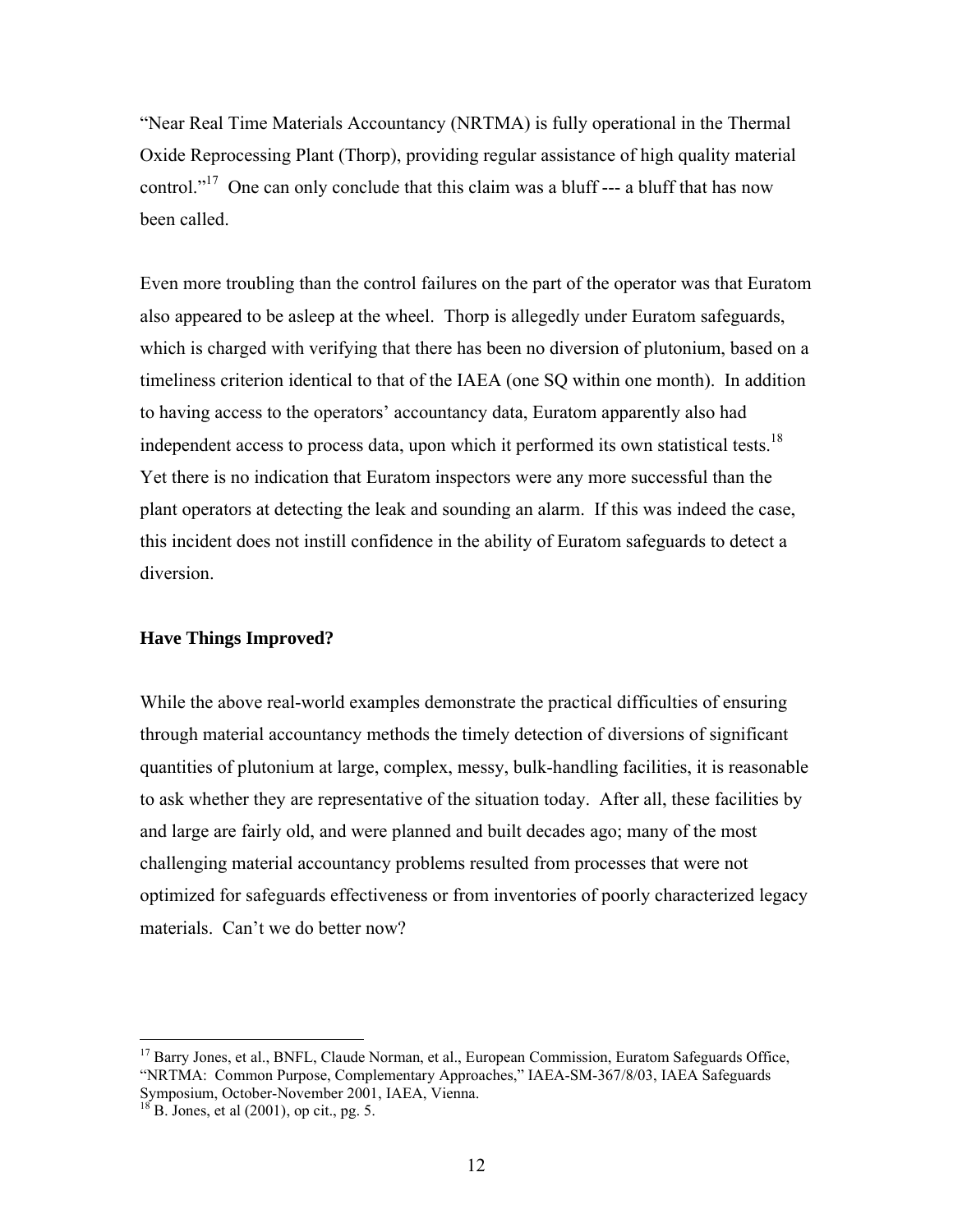"Near Real Time Materials Accountancy (NRTMA) is fully operational in the Thermal Oxide Reprocessing Plant (Thorp), providing regular assistance of high quality material control."[17] One can only conclude that this claim was a bluff --- a bluff that has now been called.

Even more troubling than the control failures on the part of the operator was that Euratom also appeared to be asleep at the wheel. Thorp is allegedly under Euratom safeguards, which is charged with verifying that there has been no diversion of plutonium, based on a timeliness criterion identical to that of the IAEA (one SQ within one month). In addition to having access to the operators' accountancy data, Euratom apparently also had independent access to process data, upon which it performed its own statistical tests.[18] Yet there is no indication that Euratom inspectors were any more successful than the plant operators at detecting the leak and sounding an alarm. If this was indeed the case, this incident does not instill confidence in the ability of Euratom safeguards to detect a diversion.

**Have Things Improved?**

While the above real-world examples demonstrate the practical difficulties of ensuring through material accountancy methods the timely detection of diversions of significant quantities of plutonium at large, complex, messy, bulk-handling facilities, it is reasonable to ask whether they are representative of the situation today. After all, these facilities by and large are fairly old, and were planned and built decades ago; many of the most challenging material accountancy problems resulted from processes that were not optimized for safeguards effectiveness or from inventories of poorly characterized legacy materials. Can't we do better now?

---

[17] Barry Jones, et al., BNFL, Claude Norman, et al., European Commission, Euratom Safeguards Office, "NRTMA: Common Purpose, Complementary Approaches," IAEA-SM-367/8/03, IAEA Safeguards Symposium, October-November 2001, IAEA, Vienna.

[18] B. Jones, et al (2001), op cit., pg. 5.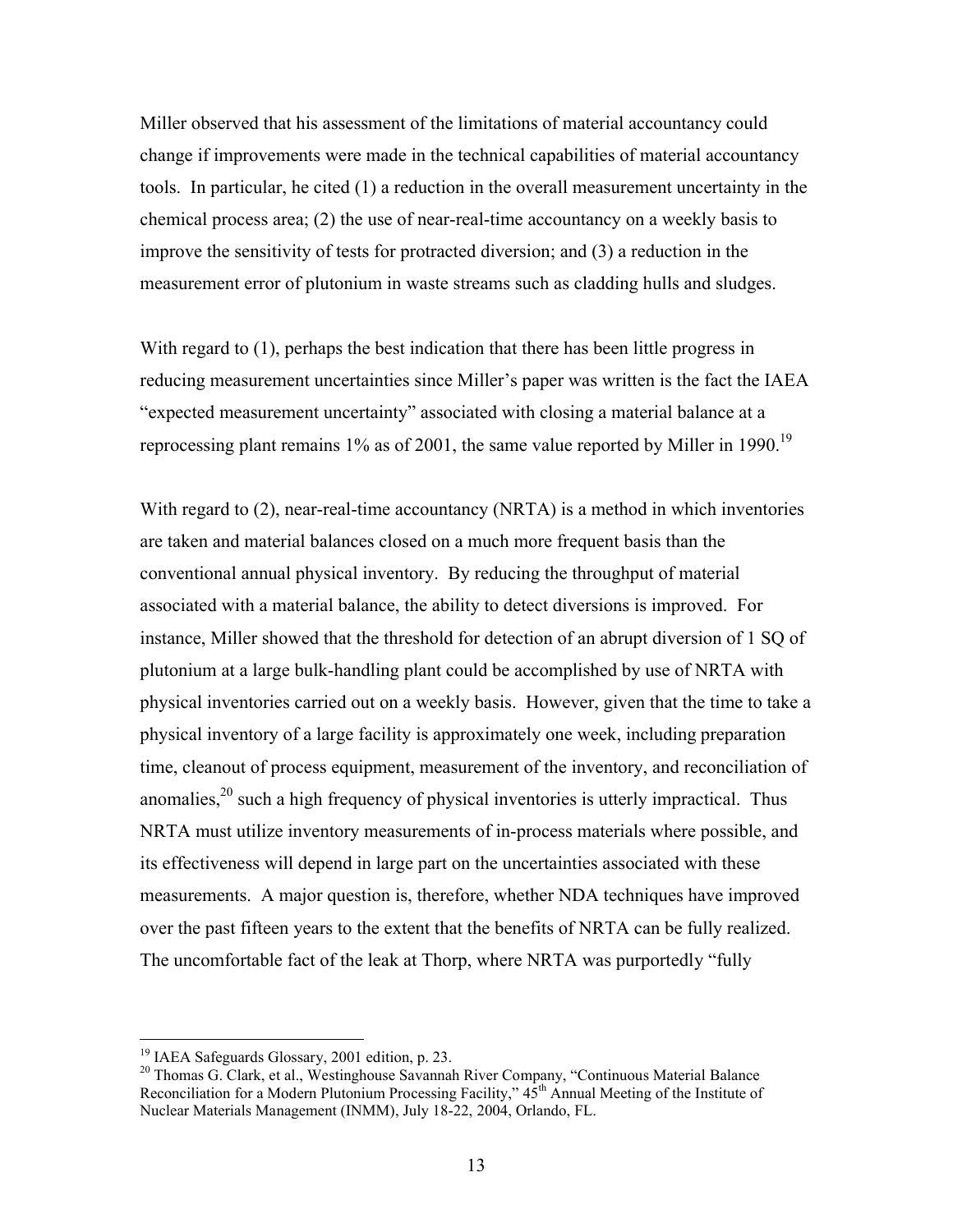Miller observed that his assessment of the limitations of material accountancy could change if improvements were made in the technical capabilities of material accountancy tools. In particular, he cited (1) a reduction in the overall measurement uncertainty in the chemical process area; (2) the use of near-real-time accountancy on a weekly basis to improve the sensitivity of tests for protracted diversion; and (3) a reduction in the measurement error of plutonium in waste streams such as cladding hulls and sludges.

With regard to (1), perhaps the best indication that there has been little progress in reducing measurement uncertainties since Miller's paper was written is the fact the IAEA "expected measurement uncertainty" associated with closing a material balance at a reprocessing plant remains 1% as of 2001, the same value reported by Miller in 1990.[19]

With regard to (2), near-real-time accountancy (NRTA) is a method in which inventories are taken and material balances closed on a much more frequent basis than the conventional annual physical inventory. By reducing the throughput of material associated with a material balance, the ability to detect diversions is improved. For instance, Miller showed that the threshold for detection of an abrupt diversion of 1 SQ of plutonium at a large bulk-handling plant could be accomplished by use of NRTA with physical inventories carried out on a weekly basis. However, given that the time to take a physical inventory of a large facility is approximately one week, including preparation time, cleanout of process equipment, measurement of the inventory, and reconciliation of anomalies,[20] such a high frequency of physical inventories is utterly impractical. Thus NRTA must utilize inventory measurements of in-process materials where possible, and its effectiveness will depend in large part on the uncertainties associated with these measurements. A major question is, therefore, whether NDA techniques have improved over the past fifteen years to the extent that the benefits of NRTA can be fully realized. The uncomfortable fact of the leak at Thorp, where NRTA was purportedly "fully

---

[19] IAEA Safeguards Glossary, 2001 edition, p. 23.

[20] Thomas G. Clark, et al., Westinghouse Savannah River Company, "Continuous Material Balance Reconciliation for a Modern Plutonium Processing Facility," 45th Annual Meeting of the Institute of Nuclear Materials Management (INMM), July 18-22, 2004, Orlando, FL.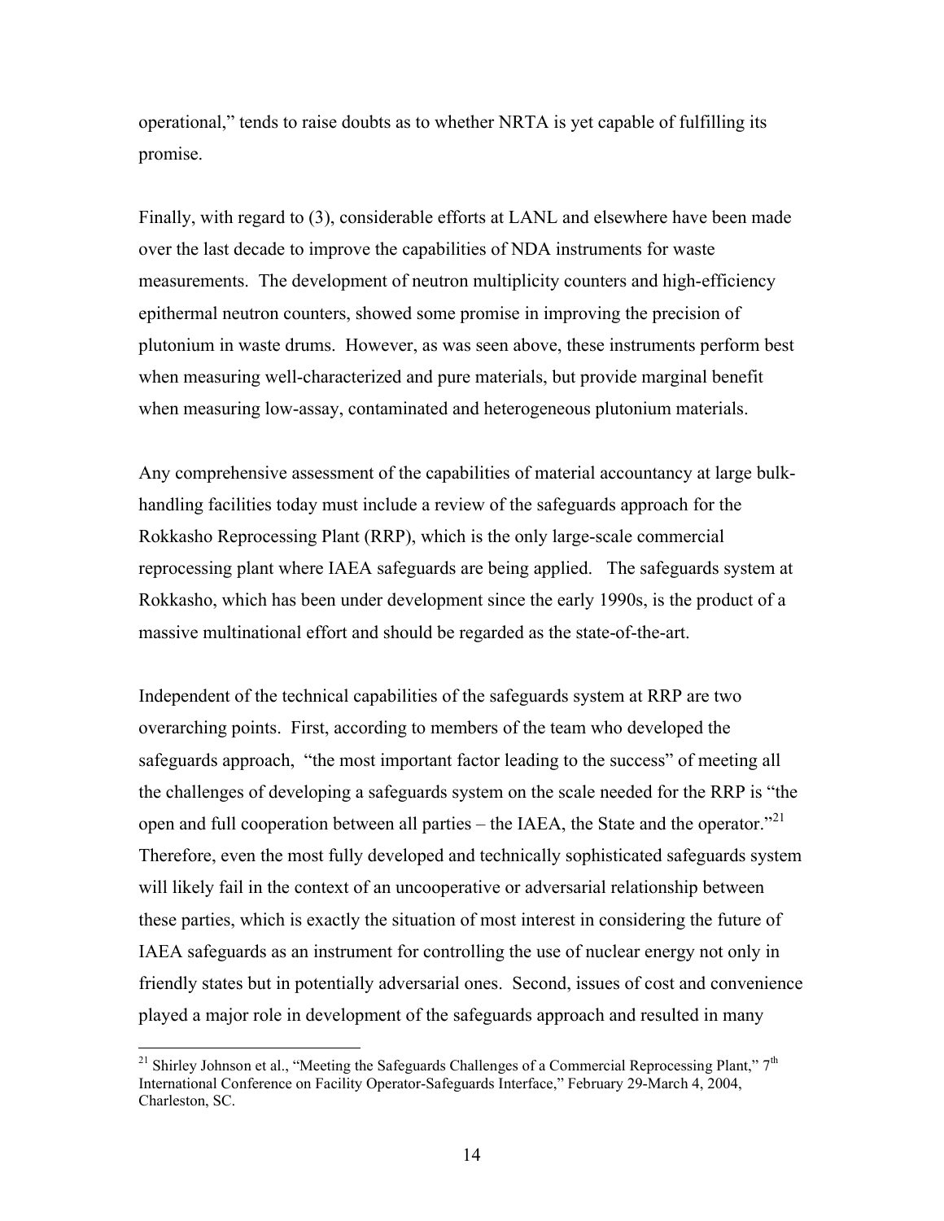operational," tends to raise doubts as to whether NRTA is yet capable of fulfilling its promise.

Finally, with regard to (3), considerable efforts at LANL and elsewhere have been made over the last decade to improve the capabilities of NDA instruments for waste measurements. The development of neutron multiplicity counters and high-efficiency epithermal neutron counters, showed some promise in improving the precision of plutonium in waste drums. However, as was seen above, these instruments perform best when measuring well-characterized and pure materials, but provide marginal benefit when measuring low-assay, contaminated and heterogeneous plutonium materials.

Any comprehensive assessment of the capabilities of material accountancy at large bulk-handling facilities today must include a review of the safeguards approach for the Rokkasho Reprocessing Plant (RRP), which is the only large-scale commercial reprocessing plant where IAEA safeguards are being applied. The safeguards system at Rokkasho, which has been under development since the early 1990s, is the product of a massive multinational effort and should be regarded as the state-of-the-art.

Independent of the technical capabilities of the safeguards system at RRP are two overarching points. First, according to members of the team who developed the safeguards approach, "the most important factor leading to the success" of meeting all the challenges of developing a safeguards system on the scale needed for the RRP is "the open and full cooperation between all parties – the IAEA, the State and the operator."[21] Therefore, even the most fully developed and technically sophisticated safeguards system will likely fail in the context of an uncooperative or adversarial relationship between these parties, which is exactly the situation of most interest in considering the future of IAEA safeguards as an instrument for controlling the use of nuclear energy not only in friendly states but in potentially adversarial ones. Second, issues of cost and convenience played a major role in development of the safeguards approach and resulted in many

---

[21] Shirley Johnson et al., "Meeting the Safeguards Challenges of a Commercial Reprocessing Plant," 7th International Conference on Facility Operator-Safeguards Interface," February 29-March 4, 2004, Charleston, SC.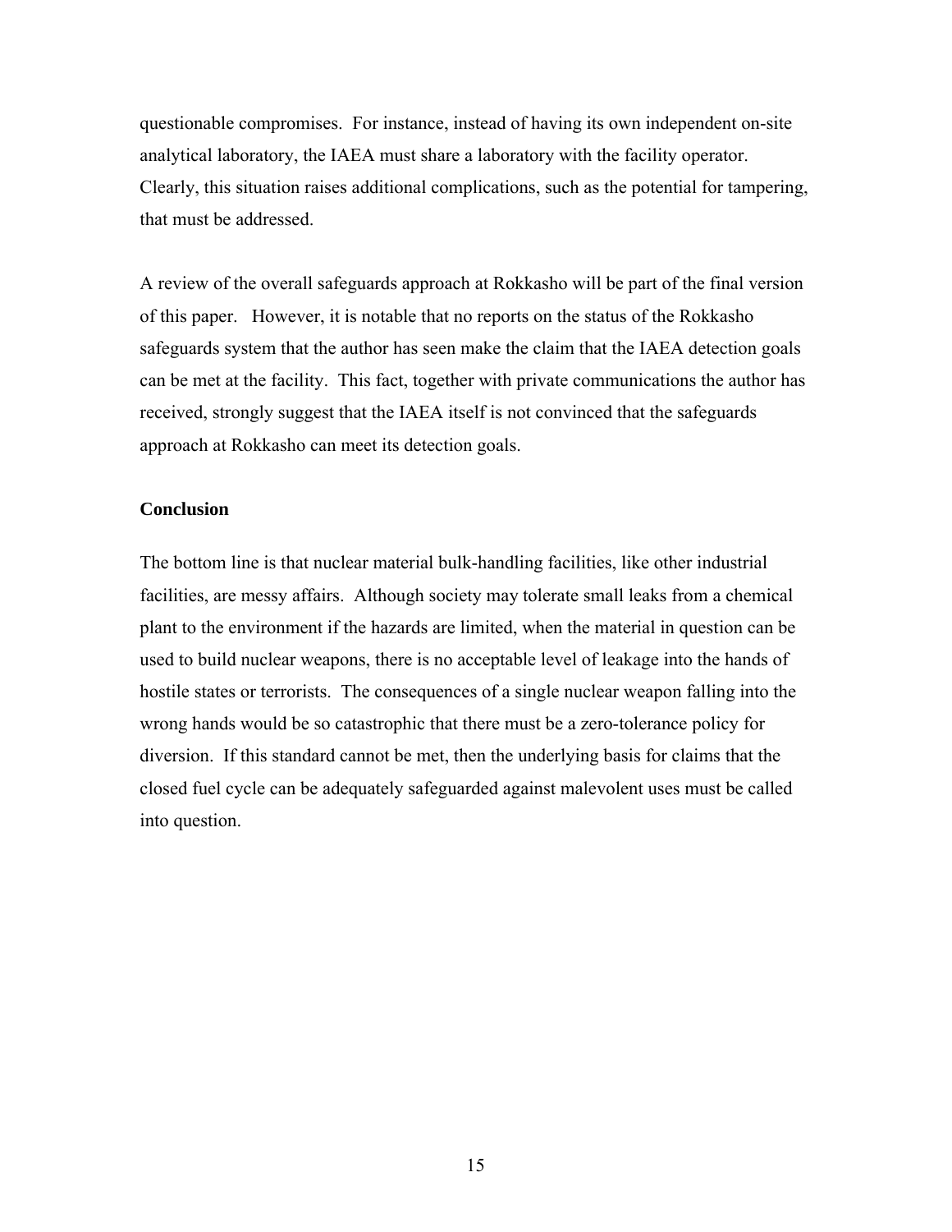questionable compromises. For instance, instead of having its own independent on-site analytical laboratory, the IAEA must share a laboratory with the facility operator. Clearly, this situation raises additional complications, such as the potential for tampering, that must be addressed.

A review of the overall safeguards approach at Rokkasho will be part of the final version of this paper. However, it is notable that no reports on the status of the Rokkasho safeguards system that the author has seen make the claim that the IAEA detection goals can be met at the facility. This fact, together with private communications the author has received, strongly suggest that the IAEA itself is not convinced that the safeguards approach at Rokkasho can meet its detection goals.

**Conclusion**

The bottom line is that nuclear material bulk-handling facilities, like other industrial facilities, are messy affairs. Although society may tolerate small leaks from a chemical plant to the environment if the hazards are limited, when the material in question can be used to build nuclear weapons, there is no acceptable level of leakage into the hands of hostile states or terrorists. The consequences of a single nuclear weapon falling into the wrong hands would be so catastrophic that there must be a zero-tolerance policy for diversion. If this standard cannot be met, then the underlying basis for claims that the closed fuel cycle can be adequately safeguarded against malevolent uses must be called into question.